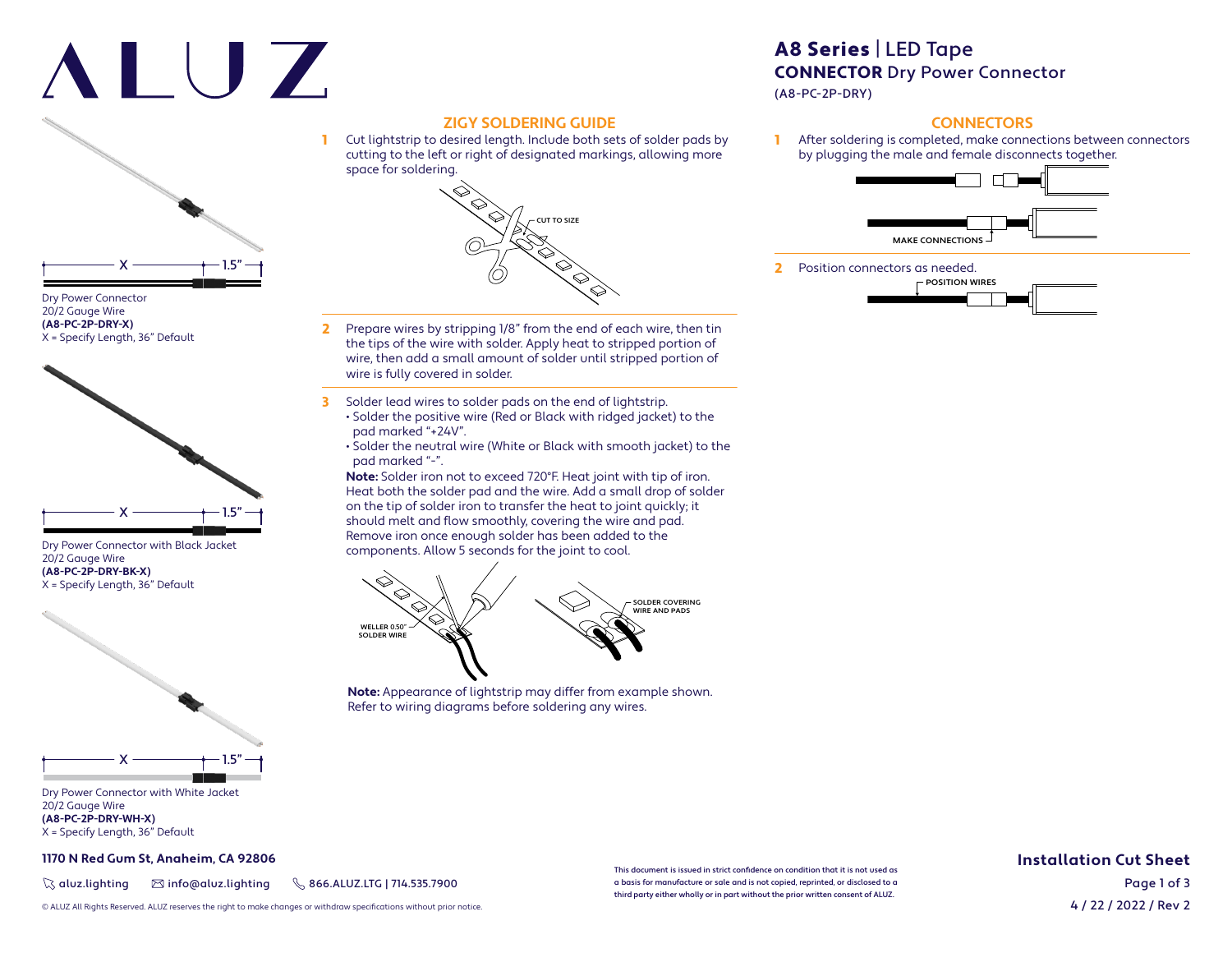# ALUZ

# A8 Series | LED Tape

## CONNECTOR Dry Power Connector

(A8-PC-2P-DRY)

X — 1.5"

Dry Power Connector
20/2 Gauge Wire
**(A8-PC-2P-DRY-X)**
X = Specify Length, 36" Default

X — 1.5"

Dry Power Connector with Black Jacket
20/2 Gauge Wire
**(A8-PC-2P-DRY-BK-X)**
X = Specify Length, 36" Default

X — 1.5"

Dry Power Connector with White Jacket
20/2 Gauge Wire
**(A8-PC-2P-DRY-WH-X)**
X = Specify Length, 36" Default

## ZIGY SOLDERING GUIDE

1. Cut lightstrip to desired length. Include both sets of solder pads by cutting to the left or right of designated markings, allowing more space for soldering.

   CUT TO SIZE

2. Prepare wires by stripping 1/8" from the end of each wire, then tin the tips of the wire with solder. Apply heat to stripped portion of wire, then add a small amount of solder until stripped portion of wire is fully covered in solder.

3. Solder lead wires to solder pads on the end of lightstrip.
   - Solder the positive wire (Red or Black with ridged jacket) to the pad marked "+24V".
   - Solder the neutral wire (White or Black with smooth jacket) to the pad marked "-".

   **Note:** Solder iron not to exceed 720°F. Heat joint with tip of iron. Heat both the solder pad and the wire. Add a small drop of solder on the tip of solder iron to transfer the heat to joint quickly; it should melt and flow smoothly, covering the wire and pad. Remove iron once enough solder has been added to the components. Allow 5 seconds for the joint to cool.

   WELLER 0.50" SOLDER WIRE

   SOLDER COVERING WIRE AND PADS

**Note:** Appearance of lightstrip may differ from example shown. Refer to wiring diagrams before soldering any wires.

## CONNECTORS

1. After soldering is completed, make connections between connectors by plugging the male and female disconnects together.

   MAKE CONNECTIONS

2. Position connectors as needed.

   POSITION WIRES

**1170 N Red Gum St, Anaheim, CA 92806**

aluz.lighting | info@aluz.lighting | 866.ALUZ.LTG | 714.535.7900

© ALUZ All Rights Reserved. ALUZ reserves the right to make changes or withdraw specifications without prior notice.

This document is issued in strict confidence on condition that it is not used as a basis for manufacture or sale and is not copied, reprinted, or disclosed to a third party either wholly or in part without the prior written consent of ALUZ.

**Installation Cut Sheet**

4 / 22 / 2022 / Rev 2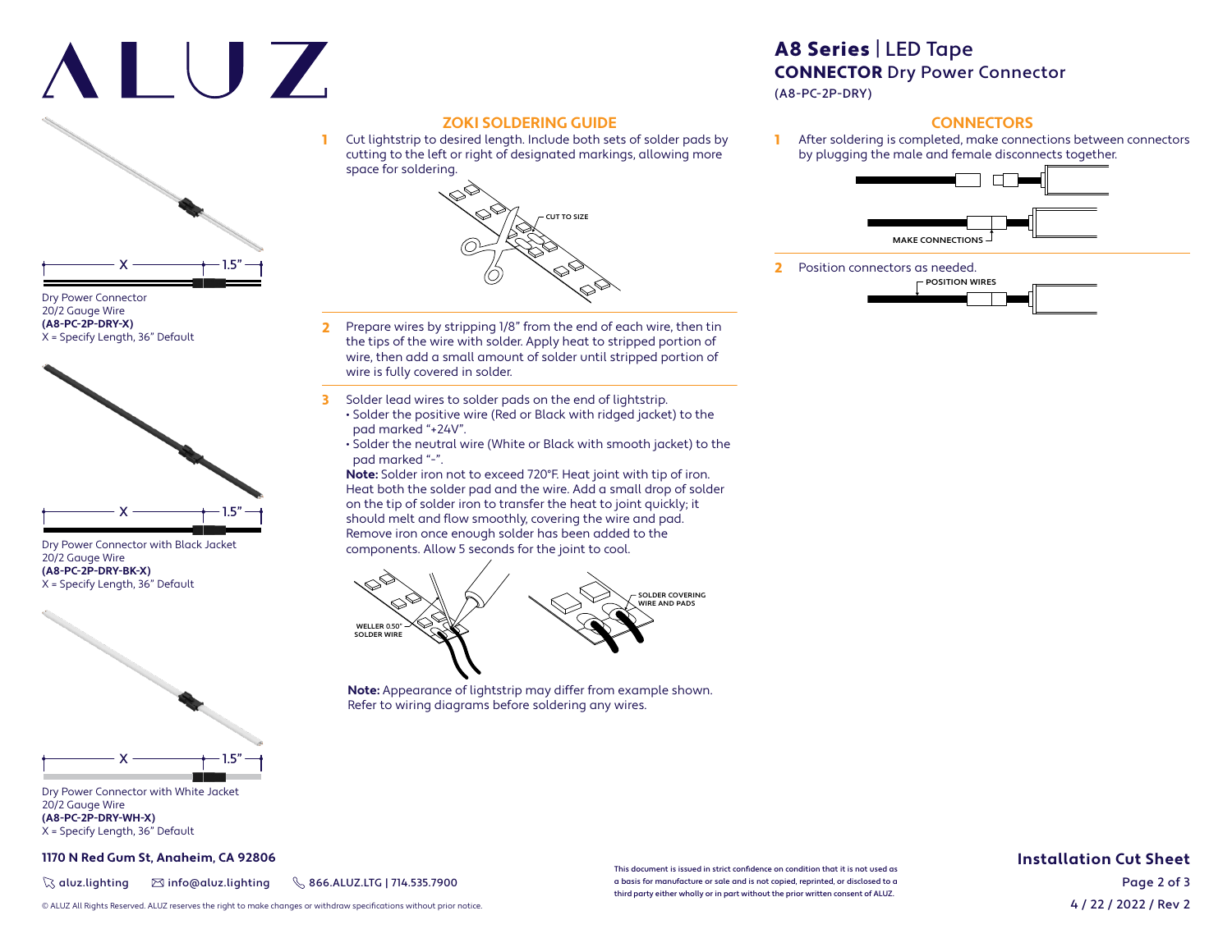# A8 Series | LED Tape

## CONNECTOR Dry Power Connector

(A8-PC-2P-DRY)

X — 1.5"

Dry Power Connector
20/2 Gauge Wire
**(A8-PC-2P-DRY-X)**
X = Specify Length, 36" Default

X — 1.5"

Dry Power Connector with Black Jacket
20/2 Gauge Wire
**(A8-PC-2P-DRY-BK-X)**
X = Specify Length, 36" Default

X — 1.5"

Dry Power Connector with White Jacket
20/2 Gauge Wire
**(A8-PC-2P-DRY-WH-X)**
X = Specify Length, 36" Default

## ZOKI SOLDERING GUIDE

1. Cut lightstrip to desired length. Include both sets of solder pads by cutting to the left or right of designated markings, allowing more space for soldering.

CUT TO SIZE

2. Prepare wires by stripping 1/8" from the end of each wire, then tin the tips of the wire with solder. Apply heat to stripped portion of wire, then add a small amount of solder until stripped portion of wire is fully covered in solder.

3. Solder lead wires to solder pads on the end of lightstrip.
   - Solder the positive wire (Red or Black with ridged jacket) to the pad marked "+24V".
   - Solder the neutral wire (White or Black with smooth jacket) to the pad marked "-".

   **Note:** Solder iron not to exceed 720°F. Heat joint with tip of iron. Heat both the solder pad and the wire. Add a small drop of solder on the tip of solder iron to transfer the heat to joint quickly; it should melt and flow smoothly, covering the wire and pad. Remove iron once enough solder has been added to the components. Allow 5 seconds for the joint to cool.

WELLER 0.50" SOLDER WIRE

SOLDER COVERING WIRE AND PADS

**Note:** Appearance of lightstrip may differ from example shown. Refer to wiring diagrams before soldering any wires.

## CONNECTORS

1. After soldering is completed, make connections between connectors by plugging the male and female disconnects together.

MAKE CONNECTIONS

2. Position connectors as needed.

POSITION WIRES

**1170 N Red Gum St, Anaheim, CA 92806**

aluz.lighting | info@aluz.lighting | 866.ALUZ.LTG | 714.535.7900

© ALUZ All Rights Reserved. ALUZ reserves the right to make changes or withdraw specifications without prior notice.

This document is issued in strict confidence on condition that it is not used as a basis for manufacture or sale and is not copied, reprinted, or disclosed to a third party either wholly or in part without the prior written consent of ALUZ.

**Installation Cut Sheet**

4 / 22 / 2022 / Rev 2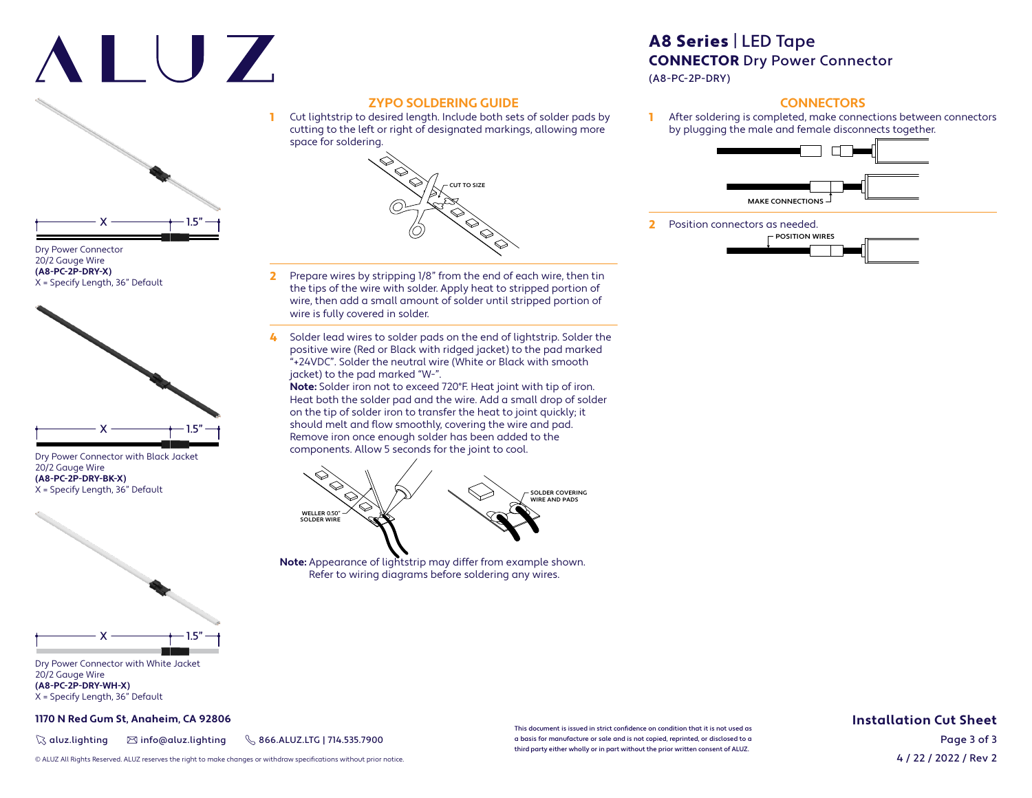# A8 Series | LED Tape

## CONNECTOR Dry Power Connector

(A8-PC-2P-DRY)

X — 1.5"

Dry Power Connector
20/2 Gauge Wire
**(A8-PC-2P-DRY-X)**
X = Specify Length, 36" Default

X — 1.5"

Dry Power Connector with Black Jacket
20/2 Gauge Wire
**(A8-PC-2P-DRY-BK-X)**
X = Specify Length, 36" Default

X — 1.5"

Dry Power Connector with White Jacket
20/2 Gauge Wire
**(A8-PC-2P-DRY-WH-X)**
X = Specify Length, 36" Default

## ZYPO SOLDERING GUIDE

1 Cut lightstrip to desired length. Include both sets of solder pads by cutting to the left or right of designated markings, allowing more space for soldering.

CUT TO SIZE

2 Prepare wires by stripping 1/8" from the end of each wire, then tin the tips of the wire with solder. Apply heat to stripped portion of wire, then add a small amount of solder until stripped portion of wire is fully covered in solder.

4 Solder lead wires to solder pads on the end of lightstrip. Solder the positive wire (Red or Black with ridged jacket) to the pad marked "+24VDC". Solder the neutral wire (White or Black with smooth jacket) to the pad marked "W-".
**Note:** Solder iron not to exceed 720°F. Heat joint with tip of iron. Heat both the solder pad and the wire. Add a small drop of solder on the tip of solder iron to transfer the heat to joint quickly; it should melt and flow smoothly, covering the wire and pad. Remove iron once enough solder has been added to the components. Allow 5 seconds for the joint to cool.

WELLER 0.50" SOLDER WIRE

SOLDER COVERING WIRE AND PADS

**Note:** Appearance of lightstrip may differ from example shown. Refer to wiring diagrams before soldering any wires.

## CONNECTORS

1 After soldering is completed, make connections between connectors by plugging the male and female disconnects together.

MAKE CONNECTIONS

2 Position connectors as needed.

POSITION WIRES

**1170 N Red Gum St, Anaheim, CA 92806**

aluz.lighting | info@aluz.lighting | 866.ALUZ.LTG | 714.535.7900

© ALUZ All Rights Reserved. ALUZ reserves the right to make changes or withdraw specifications without prior notice.

This document is issued in strict confidence on condition that it is not used as a basis for manufacture or sale and is not copied, reprinted, or disclosed to a third party either wholly or in part without the prior written consent of ALUZ.

**Installation Cut Sheet**

4 / 22 / 2022 / Rev 2